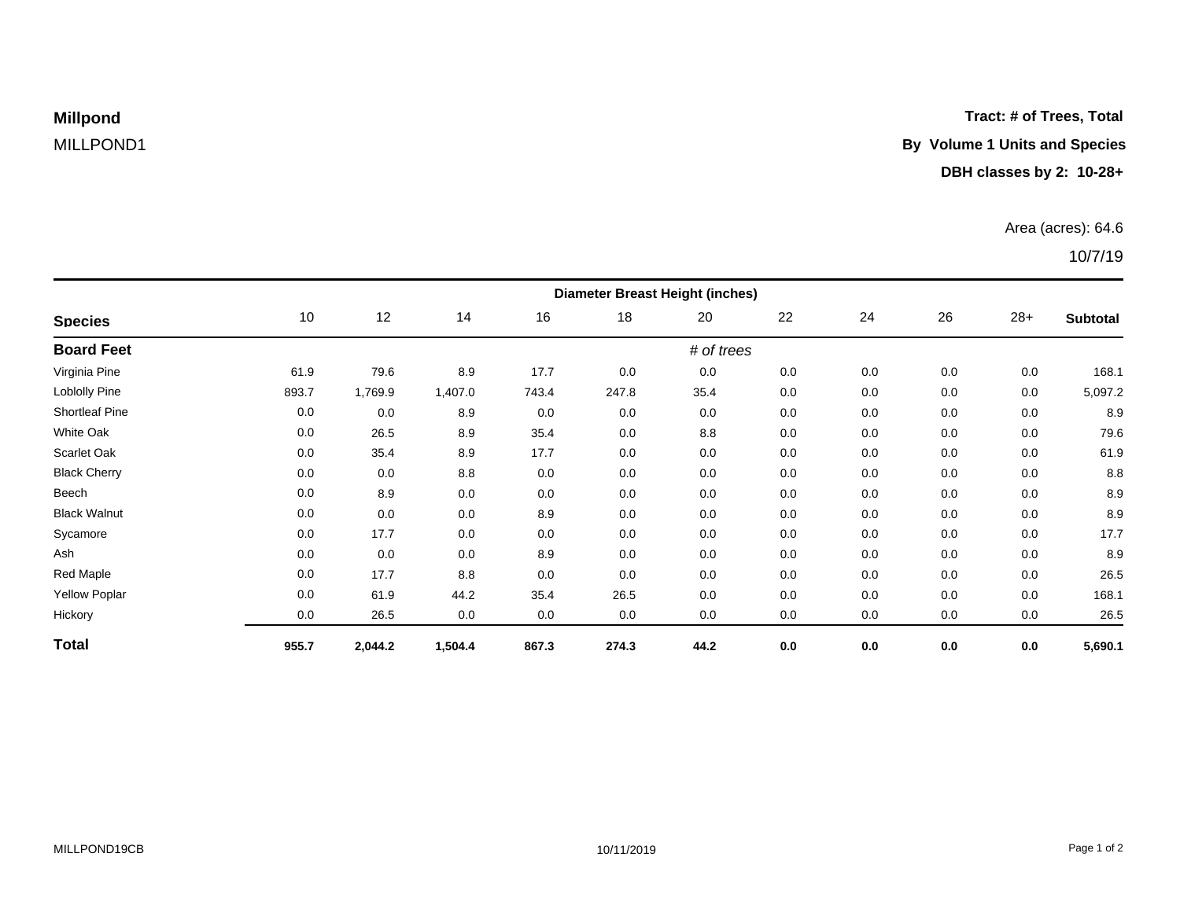**Millpond**

MILLPOND1

**Tract: # of Trees, Total**

**By Volume 1 Units and Species**

**DBH classes by 2: 10-28+**

Area (acres): 64.6

10/7/19

| Species | 10 | 12 | 14 | 16 | 18 | 20 | 22 | 24 | 26 | 28+ | Subtotal |
|---|---|---|---|---|---|---|---|---|---|---|---|
| | **Diameter Breast Height (inches)** | | | | | | | | | | |
| **Board Feet** | | | | | | *# of trees* | | | | | |
| Virginia Pine | 61.9 | 79.6 | 8.9 | 17.7 | 0.0 | 0.0 | 0.0 | 0.0 | 0.0 | 0.0 | 168.1 |
| Loblolly Pine | 893.7 | 1,769.9 | 1,407.0 | 743.4 | 247.8 | 35.4 | 0.0 | 0.0 | 0.0 | 0.0 | 5,097.2 |
| Shortleaf Pine | 0.0 | 0.0 | 8.9 | 0.0 | 0.0 | 0.0 | 0.0 | 0.0 | 0.0 | 0.0 | 8.9 |
| White Oak | 0.0 | 26.5 | 8.9 | 35.4 | 0.0 | 8.8 | 0.0 | 0.0 | 0.0 | 0.0 | 79.6 |
| Scarlet Oak | 0.0 | 35.4 | 8.9 | 17.7 | 0.0 | 0.0 | 0.0 | 0.0 | 0.0 | 0.0 | 61.9 |
| Black Cherry | 0.0 | 0.0 | 8.8 | 0.0 | 0.0 | 0.0 | 0.0 | 0.0 | 0.0 | 0.0 | 8.8 |
| Beech | 0.0 | 8.9 | 0.0 | 0.0 | 0.0 | 0.0 | 0.0 | 0.0 | 0.0 | 0.0 | 8.9 |
| Black Walnut | 0.0 | 0.0 | 0.0 | 8.9 | 0.0 | 0.0 | 0.0 | 0.0 | 0.0 | 0.0 | 8.9 |
| Sycamore | 0.0 | 17.7 | 0.0 | 0.0 | 0.0 | 0.0 | 0.0 | 0.0 | 0.0 | 0.0 | 17.7 |
| Ash | 0.0 | 0.0 | 0.0 | 8.9 | 0.0 | 0.0 | 0.0 | 0.0 | 0.0 | 0.0 | 8.9 |
| Red Maple | 0.0 | 17.7 | 8.8 | 0.0 | 0.0 | 0.0 | 0.0 | 0.0 | 0.0 | 0.0 | 26.5 |
| Yellow Poplar | 0.0 | 61.9 | 44.2 | 35.4 | 26.5 | 0.0 | 0.0 | 0.0 | 0.0 | 0.0 | 168.1 |
| Hickory | 0.0 | 26.5 | 0.0 | 0.0 | 0.0 | 0.0 | 0.0 | 0.0 | 0.0 | 0.0 | 26.5 |
| **Total** | **955.7** | **2,044.2** | **1,504.4** | **867.3** | **274.3** | **44.2** | **0.0** | **0.0** | **0.0** | **0.0** | **5,690.1** |

MILLPOND19CB

10/11/2019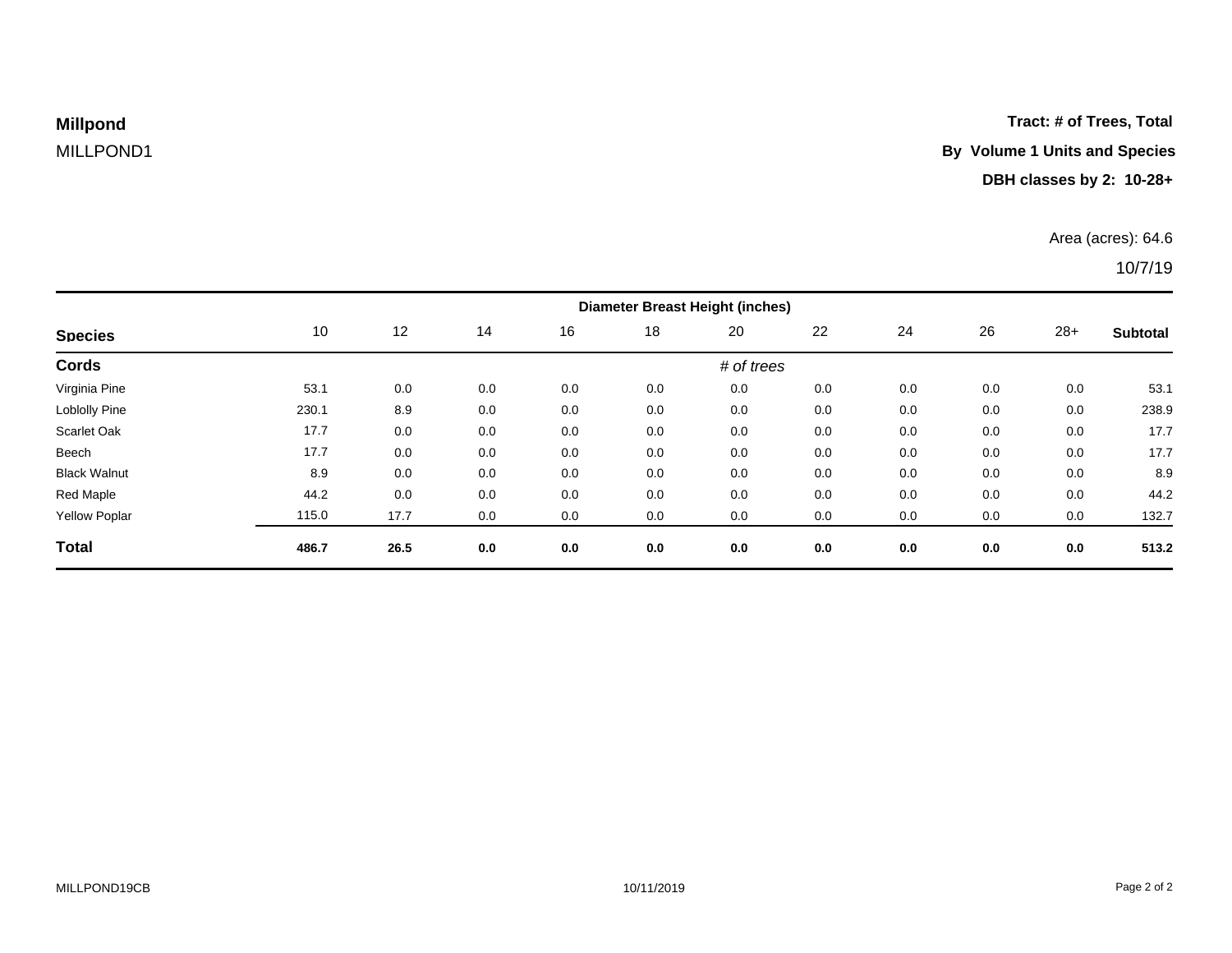**Millpond**

MILLPOND1

**Tract: # of Trees, Total**

**By Volume 1 Units and Species**

**DBH classes by 2: 10-28+**

Area (acres): 64.6

10/7/19

| | Diameter Breast Height (inches) | | | | | | | | | | |
|---|---|---|---|---|---|---|---|---|---|---|---|
| **Species** | 10 | 12 | 14 | 16 | 18 | 20 | 22 | 24 | 26 | 28+ | **Subtotal** |
| **Cords** | | | | | | *# of trees* | | | | | |
| Virginia Pine | 53.1 | 0.0 | 0.0 | 0.0 | 0.0 | 0.0 | 0.0 | 0.0 | 0.0 | 0.0 | 53.1 |
| Loblolly Pine | 230.1 | 8.9 | 0.0 | 0.0 | 0.0 | 0.0 | 0.0 | 0.0 | 0.0 | 0.0 | 238.9 |
| Scarlet Oak | 17.7 | 0.0 | 0.0 | 0.0 | 0.0 | 0.0 | 0.0 | 0.0 | 0.0 | 0.0 | 17.7 |
| Beech | 17.7 | 0.0 | 0.0 | 0.0 | 0.0 | 0.0 | 0.0 | 0.0 | 0.0 | 0.0 | 17.7 |
| Black Walnut | 8.9 | 0.0 | 0.0 | 0.0 | 0.0 | 0.0 | 0.0 | 0.0 | 0.0 | 0.0 | 8.9 |
| Red Maple | 44.2 | 0.0 | 0.0 | 0.0 | 0.0 | 0.0 | 0.0 | 0.0 | 0.0 | 0.0 | 44.2 |
| Yellow Poplar | 115.0 | 17.7 | 0.0 | 0.0 | 0.0 | 0.0 | 0.0 | 0.0 | 0.0 | 0.0 | 132.7 |
| **Total** | **486.7** | **26.5** | **0.0** | **0.0** | **0.0** | **0.0** | **0.0** | **0.0** | **0.0** | **0.0** | **513.2** |

MILLPOND19CB 10/11/2019